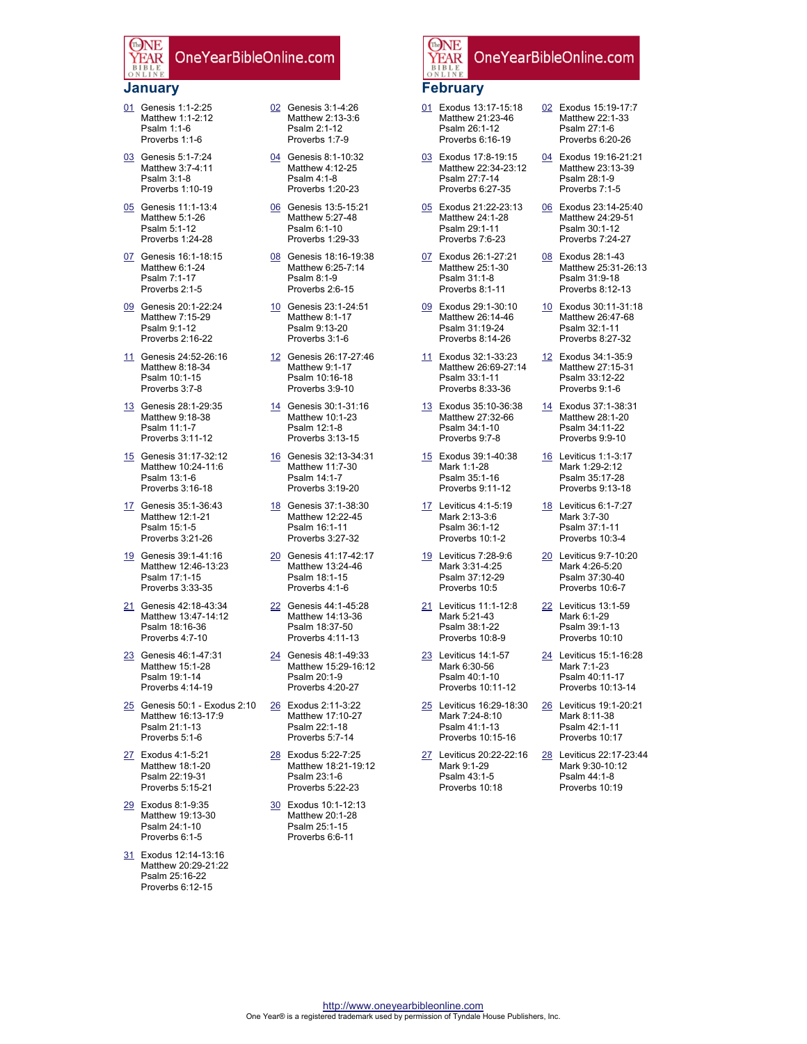OneYearBibleOnline.com

## January

01 Genesis 1:1-2:25
Matthew 1:1-2:12
Psalm 1:1-6
Proverbs 1:1-6

02 Genesis 3:1-4:26
Matthew 2:13-3:6
Psalm 2:1-12
Proverbs 1:7-9

03 Genesis 5:1-7:24
Matthew 3:7-4:11
Psalm 3:1-8
Proverbs 1:10-19

04 Genesis 8:1-10:32
Matthew 4:12-25
Psalm 4:1-8
Proverbs 1:20-23

05 Genesis 11:1-13:4
Matthew 5:1-26
Psalm 5:1-12
Proverbs 1:24-28

06 Genesis 13:5-15:21
Matthew 5:27-48
Psalm 6:1-10
Proverbs 1:29-33

07 Genesis 16:1-18:15
Matthew 6:1-24
Psalm 7:1-17
Proverbs 2:1-5

08 Genesis 18:16-19:38
Matthew 6:25-7:14
Psalm 8:1-9
Proverbs 2:6-15

09 Genesis 20:1-22:24
Matthew 7:15-29
Psalm 9:1-12
Proverbs 2:16-22

10 Genesis 23:1-24:51
Matthew 8:1-17
Psalm 9:13-20
Proverbs 3:1-6

11 Genesis 24:52-26:16
Matthew 8:18-34
Psalm 10:1-15
Proverbs 3:7-8

12 Genesis 26:17-27:46
Matthew 9:1-17
Psalm 10:16-18
Proverbs 3:9-10

13 Genesis 28:1-29:35
Matthew 9:18-38
Psalm 11:1-7
Proverbs 3:11-12

14 Genesis 30:1-31:16
Matthew 10:1-23
Psalm 12:1-8
Proverbs 3:13-15

15 Genesis 31:17-32:12
Matthew 10:24-11:6
Psalm 13:1-6
Proverbs 3:16-18

16 Genesis 32:13-34:31
Matthew 11:7-30
Psalm 14:1-7
Proverbs 3:19-20

17 Genesis 35:1-36:43
Matthew 12:1-21
Psalm 15:1-5
Proverbs 3:21-26

18 Genesis 37:1-38:30
Matthew 12:22-45
Psalm 16:1-11
Proverbs 3:27-32

19 Genesis 39:1-41:16
Matthew 12:46-13:23
Psalm 17:1-15
Proverbs 3:33-35

20 Genesis 41:17-42:17
Matthew 13:24-46
Psalm 18:1-15
Proverbs 4:1-6

21 Genesis 42:18-43:34
Matthew 13:47-14:12
Psalm 18:16-36
Proverbs 4:7-10

22 Genesis 44:1-45:28
Matthew 14:13-36
Psalm 18:37-50
Proverbs 4:11-13

23 Genesis 46:1-47:31
Matthew 15:1-28
Psalm 19:1-14
Proverbs 4:14-19

24 Genesis 48:1-49:33
Matthew 15:29-16:12
Psalm 20:1-9
Proverbs 4:20-27

25 Genesis 50:1 - Exodus 2:10
Matthew 16:13-17:9
Psalm 21:1-13
Proverbs 5:1-6

26 Exodus 2:11-3:22
Matthew 17:10-27
Psalm 22:1-18
Proverbs 5:7-14

27 Exodus 4:1-5:21
Matthew 18:1-20
Psalm 22:19-31
Proverbs 5:15-21

28 Exodus 5:22-7:25
Matthew 18:21-19:12
Psalm 23:1-6
Proverbs 5:22-23

29 Exodus 8:1-9:35
Matthew 19:13-30
Psalm 24:1-10
Proverbs 6:1-5

30 Exodus 10:1-12:13
Matthew 20:1-28
Psalm 25:1-15
Proverbs 6:6-11

31 Exodus 12:14-13:16
Matthew 20:29-21:22
Psalm 25:16-22
Proverbs 6:12-15

## February

01 Exodus 13:17-15:18
Matthew 21:23-46
Psalm 26:1-12
Proverbs 6:16-19

02 Exodus 15:19-17:7
Matthew 22:1-33
Psalm 27:1-6
Proverbs 6:20-26

03 Exodus 17:8-19:15
Matthew 22:34-23:12
Psalm 27:7-14
Proverbs 6:27-35

04 Exodus 19:16-21:21
Matthew 23:13-39
Psalm 28:1-9
Proverbs 7:1-5

05 Exodus 21:22-23:13
Matthew 24:1-28
Psalm 29:1-11
Proverbs 7:6-23

06 Exodus 23:14-25:40
Matthew 24:29-51
Psalm 30:1-12
Proverbs 7:24-27

07 Exodus 26:1-27:21
Matthew 25:1-30
Psalm 31:1-8
Proverbs 8:1-11

08 Exodus 28:1-43
Matthew 25:31-26:13
Psalm 31:9-18
Proverbs 8:12-13

09 Exodus 29:1-30:10
Matthew 26:14-46
Psalm 31:19-24
Proverbs 8:14-26

10 Exodus 30:11-31:18
Matthew 26:47-68
Psalm 32:1-11
Proverbs 8:27-32

11 Exodus 32:1-33:23
Matthew 26:69-27:14
Psalm 33:1-11
Proverbs 8:33-36

12 Exodus 34:1-35:9
Matthew 27:15-31
Psalm 33:12-22
Proverbs 9:1-6

13 Exodus 35:10-36:38
Matthew 27:32-66
Psalm 34:1-10
Proverbs 9:7-8

14 Exodus 37:1-38:31
Matthew 28:1-20
Psalm 34:11-22
Proverbs 9:9-10

15 Exodus 39:1-40:38
Mark 1:1-28
Psalm 35:1-16
Proverbs 9:11-12

16 Leviticus 1:1-3:17
Mark 1:29-2:12
Psalm 35:17-28
Proverbs 9:13-18

17 Leviticus 4:1-5:19
Mark 2:13-3:6
Psalm 36:1-12
Proverbs 10:1-2

18 Leviticus 6:1-7:27
Mark 3:7-30
Psalm 37:1-11
Proverbs 10:3-4

19 Leviticus 7:28-9:6
Mark 3:31-4:25
Psalm 37:12-29
Proverbs 10:5

20 Leviticus 9:7-10:20
Mark 4:26-5:20
Psalm 37:30-40
Proverbs 10:6-7

21 Leviticus 11:1-12:8
Mark 5:21-43
Psalm 38:1-22
Proverbs 10:8-9

22 Leviticus 13:1-59
Mark 6:1-29
Psalm 39:1-13
Proverbs 10:10

23 Leviticus 14:1-57
Mark 6:30-56
Psalm 40:1-10
Proverbs 10:11-12

24 Leviticus 15:1-16:28
Mark 7:1-23
Psalm 40:11-17
Proverbs 10:13-14

25 Leviticus 16:29-18:30
Mark 7:24-8:10
Psalm 41:1-13
Proverbs 10:15-16

26 Leviticus 19:1-20:21
Mark 8:11-38
Psalm 42:1-11
Proverbs 10:17

27 Leviticus 20:22-22:16
Mark 9:1-29
Psalm 43:1-5
Proverbs 10:18

28 Leviticus 22:17-23:44
Mark 9:30-10:12
Psalm 44:1-8
Proverbs 10:19

http://www.oneyearbibleonline.com
One Year® is a registered trademark used by permission of Tyndale House Publishers, Inc.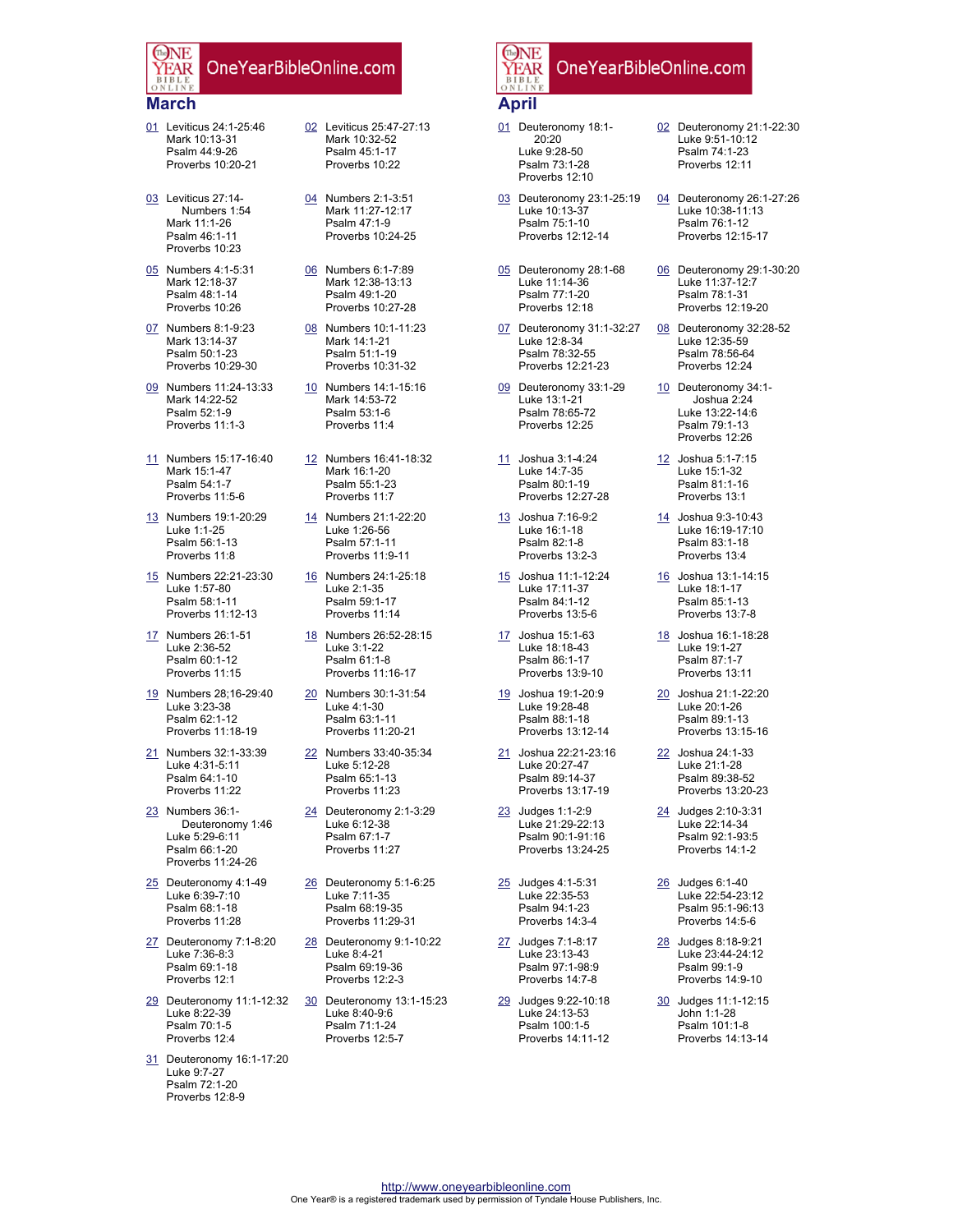## March

01 Leviticus 24:1-25:46
Mark 10:13-31
Psalm 44:9-26
Proverbs 10:20-21

02 Leviticus 25:47-27:13
Mark 10:32-52
Psalm 45:1-17
Proverbs 10:22

03 Leviticus 27:14-Numbers 1:54
Mark 11:1-26
Psalm 46:1-11
Proverbs 10:23

04 Numbers 2:1-3:51
Mark 11:27-12:17
Psalm 47:1-9
Proverbs 10:24-25

05 Numbers 4:1-5:31
Mark 12:18-37
Psalm 48:1-14
Proverbs 10:26

06 Numbers 6:1-7:89
Mark 12:38-13:13
Psalm 49:1-20
Proverbs 10:27-28

07 Numbers 8:1-9:23
Mark 13:14-37
Psalm 50:1-23
Proverbs 10:29-30

08 Numbers 10:1-11:23
Mark 14:1-21
Psalm 51:1-19
Proverbs 10:31-32

09 Numbers 11:24-13:33
Mark 14:22-52
Psalm 52:1-9
Proverbs 11:1-3

10 Numbers 14:1-15:16
Mark 14:53-72
Psalm 53:1-6
Proverbs 11:4

11 Numbers 15:17-16:40
Mark 15:1-47
Psalm 54:1-7
Proverbs 11:5-6

12 Numbers 16:41-18:32
Mark 16:1-20
Psalm 55:1-23
Proverbs 11:7

13 Numbers 19:1-20:29
Luke 1:1-25
Psalm 56:1-13
Proverbs 11:8

14 Numbers 21:1-22:20
Luke 1:26-56
Psalm 57:1-11
Proverbs 11:9-11

15 Numbers 22:21-23:30
Luke 1:57-80
Psalm 58:1-11
Proverbs 11:12-13

16 Numbers 24:1-25:18
Luke 2:1-35
Psalm 59:1-17
Proverbs 11:14

17 Numbers 26:1-51
Luke 2:36-52
Psalm 60:1-12
Proverbs 11:15

18 Numbers 26:52-28:15
Luke 3:1-22
Psalm 61:1-8
Proverbs 11:16-17

19 Numbers 28;16-29:40
Luke 3:23-38
Psalm 62:1-12
Proverbs 11:18-19

20 Numbers 30:1-31:54
Luke 4:1-30
Psalm 63:1-11
Proverbs 11:20-21

21 Numbers 32:1-33:39
Luke 4:31-5:11
Psalm 64:1-10
Proverbs 11:22

22 Numbers 33:40-35:34
Luke 5:12-28
Psalm 65:1-13
Proverbs 11:23

23 Numbers 36:1-Deuteronomy 1:46
Luke 5:29-6:11
Psalm 66:1-20
Proverbs 11:24-26

24 Deuteronomy 2:1-3:29
Luke 6:12-38
Psalm 67:1-7
Proverbs 11:27

25 Deuteronomy 4:1-49
Luke 6:39-7:10
Psalm 68:1-18
Proverbs 11:28

26 Deuteronomy 5:1-6:25
Luke 7:11-35
Psalm 68:19-35
Proverbs 11:29-31

27 Deuteronomy 7:1-8:20
Luke 7:36-8:3
Psalm 69:1-18
Proverbs 12:1

28 Deuteronomy 9:1-10:22
Luke 8:4-21
Psalm 69:19-36
Proverbs 12:2-3

29 Deuteronomy 11:1-12:32
Luke 8:22-39
Psalm 70:1-5
Proverbs 12:4

30 Deuteronomy 13:1-15:23
Luke 8:40-9:6
Psalm 71:1-24
Proverbs 12:5-7

31 Deuteronomy 16:1-17:20
Luke 9:7-27
Psalm 72:1-20
Proverbs 12:8-9

## April

01 Deuteronomy 18:1-20:20
Luke 9:28-50
Psalm 73:1-28
Proverbs 12:10

02 Deuteronomy 21:1-22:30
Luke 9:51-10:12
Psalm 74:1-23
Proverbs 12:11

03 Deuteronomy 23:1-25:19
Luke 10:13-37
Psalm 75:1-10
Proverbs 12:12-14

04 Deuteronomy 26:1-27:26
Luke 10:38-11:13
Psalm 76:1-12
Proverbs 12:15-17

05 Deuteronomy 28:1-68
Luke 11:14-36
Psalm 77:1-20
Proverbs 12:18

06 Deuteronomy 29:1-30:20
Luke 11:37-12:7
Psalm 78:1-31
Proverbs 12:19-20

07 Deuteronomy 31:1-32:27
Luke 12:8-34
Psalm 78:32-55
Proverbs 12:21-23

08 Deuteronomy 32:28-52
Luke 12:35-59
Psalm 78:56-64
Proverbs 12:24

09 Deuteronomy 33:1-29
Luke 13:1-21
Psalm 78:65-72
Proverbs 12:25

10 Deuteronomy 34:1-Joshua 2:24
Luke 13:22-14:6
Psalm 79:1-13
Proverbs 12:26

11 Joshua 3:1-4:24
Luke 14:7-35
Psalm 80:1-19
Proverbs 12:27-28

12 Joshua 5:1-7:15
Luke 15:1-32
Psalm 81:1-16
Proverbs 13:1

13 Joshua 7:16-9:2
Luke 16:1-18
Psalm 82:1-8
Proverbs 13:2-3

14 Joshua 9:3-10:43
Luke 16:19-17:10
Psalm 83:1-18
Proverbs 13:4

15 Joshua 11:1-12:24
Luke 17:11-37
Psalm 84:1-12
Proverbs 13:5-6

16 Joshua 13:1-14:15
Luke 18:1-17
Psalm 85:1-13
Proverbs 13:7-8

17 Joshua 15:1-63
Luke 18:18-43
Psalm 86:1-17
Proverbs 13:9-10

18 Joshua 16:1-18:28
Luke 19:1-27
Psalm 87:1-7
Proverbs 13:11

19 Joshua 19:1-20:9
Luke 19:28-48
Psalm 88:1-18
Proverbs 13:12-14

20 Joshua 21:1-22:20
Luke 20:1-26
Psalm 89:1-13
Proverbs 13:15-16

21 Joshua 22:21-23:16
Luke 20:27-47
Psalm 89:14-37
Proverbs 13:17-19

22 Joshua 24:1-33
Luke 21:1-28
Psalm 89:38-52
Proverbs 13:20-23

23 Judges 1:1-2:9
Luke 21:29-22:13
Psalm 90:1-91:16
Proverbs 13:24-25

24 Judges 2:10-3:31
Luke 22:14-34
Psalm 92:1-93:5
Proverbs 14:1-2

25 Judges 4:1-5:31
Luke 22:35-53
Psalm 94:1-23
Proverbs 14:3-4

26 Judges 6:1-40
Luke 22:54-23:12
Psalm 95:1-96:13
Proverbs 14:5-6

27 Judges 7:1-8:17
Luke 23:13-43
Psalm 97:1-98:9
Proverbs 14:7-8

28 Judges 8:18-9:21
Luke 23:44-24:12
Psalm 99:1-9
Proverbs 14:9-10

29 Judges 9:22-10:18
Luke 24:13-53
Psalm 100:1-5
Proverbs 14:11-12

30 Judges 11:1-12:15
John 1:1-28
Psalm 101:1-8
Proverbs 14:13-14

http://www.oneyearbibleonline.com
One Year® is a registered trademark used by permission of Tyndale House Publishers, Inc.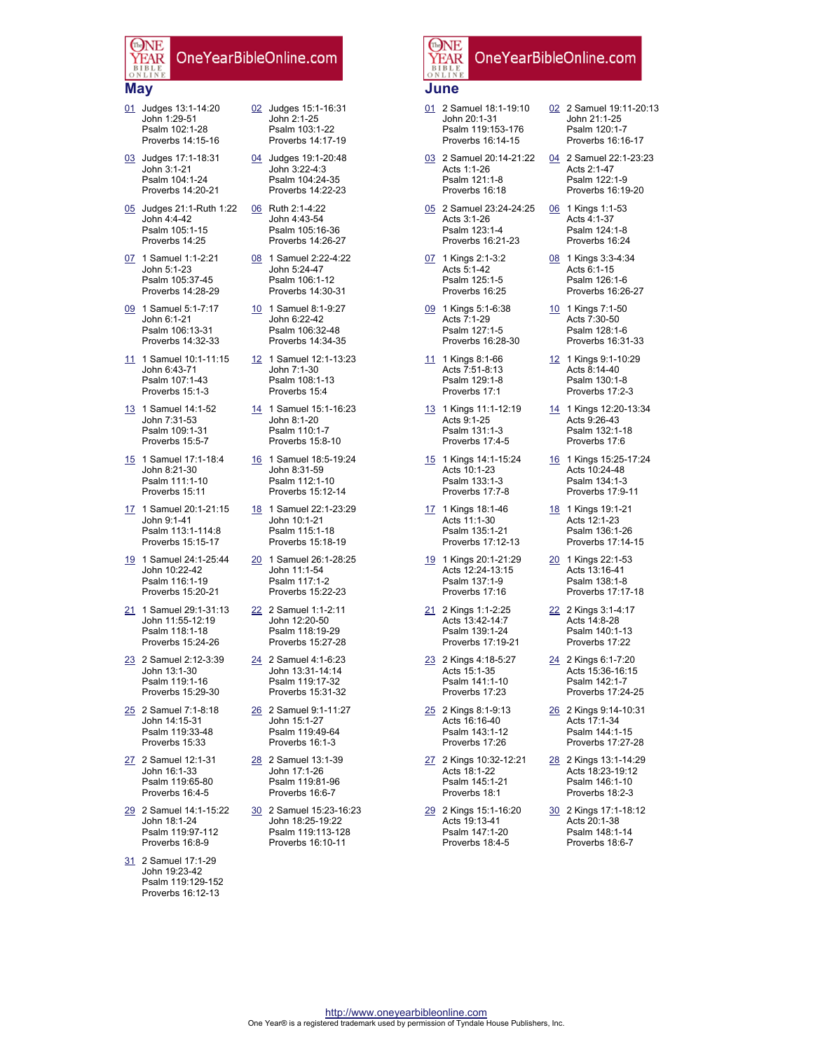OneYearBibleOnline.com

## May

01 Judges 13:1-14:20
John 1:29-51
Psalm 102:1-28
Proverbs 14:15-16

02 Judges 15:1-16:31
John 2:1-25
Psalm 103:1-22
Proverbs 14:17-19

03 Judges 17:1-18:31
John 3:1-21
Psalm 104:1-24
Proverbs 14:20-21

04 Judges 19:1-20:48
John 3:22-4:3
Psalm 104:24-35
Proverbs 14:22-23

05 Judges 21:1-Ruth 1:22
John 4:4-42
Psalm 105:1-15
Proverbs 14:25

06 Ruth 2:1-4:22
John 4:43-54
Psalm 105:16-36
Proverbs 14:26-27

07 1 Samuel 1:1-2:21
John 5:1-23
Psalm 105:37-45
Proverbs 14:28-29

08 1 Samuel 2:22-4:22
John 5:24-47
Psalm 106:1-12
Proverbs 14:30-31

09 1 Samuel 5:1-7:17
John 6:1-21
Psalm 106:13-31
Proverbs 14:32-33

10 1 Samuel 8:1-9:27
John 6:22-42
Psalm 106:32-48
Proverbs 14:34-35

11 1 Samuel 10:1-11:15
John 6:43-71
Psalm 107:1-43
Proverbs 15:1-3

12 1 Samuel 12:1-13:23
John 7:1-30
Psalm 108:1-13
Proverbs 15:4

13 1 Samuel 14:1-52
John 7:31-53
Psalm 109:1-31
Proverbs 15:5-7

14 1 Samuel 15:1-16:23
John 8:1-20
Psalm 110:1-7
Proverbs 15:8-10

15 1 Samuel 17:1-18:4
John 8:21-30
Psalm 111:1-10
Proverbs 15:11

16 1 Samuel 18:5-19:24
John 8:31-59
Psalm 112:1-10
Proverbs 15:12-14

17 1 Samuel 20:1-21:15
John 9:1-41
Psalm 113:1-114:8
Proverbs 15:15-17

18 1 Samuel 22:1-23:29
John 10:1-21
Psalm 115:1-18
Proverbs 15:18-19

19 1 Samuel 24:1-25:44
John 10:22-42
Psalm 116:1-19
Proverbs 15:20-21

20 1 Samuel 26:1-28:25
John 11:1-54
Psalm 117:1-2
Proverbs 15:22-23

21 1 Samuel 29:1-31:13
John 11:55-12:19
Psalm 118:1-18
Proverbs 15:24-26

22 2 Samuel 1:1-2:11
John 12:20-50
Psalm 118:19-29
Proverbs 15:27-28

23 2 Samuel 2:12-3:39
John 13:1-30
Psalm 119:1-16
Proverbs 15:29-30

24 2 Samuel 4:1-6:23
John 13:31-14:14
Psalm 119:17-32
Proverbs 15:31-32

25 2 Samuel 7:1-8:18
John 14:15-31
Psalm 119:33-48
Proverbs 15:33

26 2 Samuel 9:1-11:27
John 15:1-27
Psalm 119:49-64
Proverbs 16:1-3

27 2 Samuel 12:1-31
John 16:1-33
Psalm 119:65-80
Proverbs 16:4-5

28 2 Samuel 13:1-39
John 17:1-26
Psalm 119:81-96
Proverbs 16:6-7

29 2 Samuel 14:1-15:22
John 18:1-24
Psalm 119:97-112
Proverbs 16:8-9

30 2 Samuel 15:23-16:23
John 18:25-19:22
Psalm 119:113-128
Proverbs 16:10-11

31 2 Samuel 17:1-29
John 19:23-42
Psalm 119:129-152
Proverbs 16:12-13

## June

01 2 Samuel 18:1-19:10
John 20:1-31
Psalm 119:153-176
Proverbs 16:14-15

02 2 Samuel 19:11-20:13
John 21:1-25
Psalm 120:1-7
Proverbs 16:16-17

03 2 Samuel 20:14-21:22
Acts 1:1-26
Psalm 121:1-8
Proverbs 16:18

04 2 Samuel 22:1-23:23
Acts 2:1-47
Psalm 122:1-9
Proverbs 16:19-20

05 2 Samuel 23:24-24:25
Acts 3:1-26
Psalm 123:1-4
Proverbs 16:21-23

06 1 Kings 1:1-53
Acts 4:1-37
Psalm 124:1-8
Proverbs 16:24

07 1 Kings 2:1-3:2
Acts 5:1-42
Psalm 125:1-5
Proverbs 16:25

08 1 Kings 3:3-4:34
Acts 6:1-15
Psalm 126:1-6
Proverbs 16:26-27

09 1 Kings 5:1-6:38
Acts 7:1-29
Psalm 127:1-5
Proverbs 16:28-30

10 1 Kings 7:1-50
Acts 7:30-50
Psalm 128:1-6
Proverbs 16:31-33

11 1 Kings 8:1-66
Acts 7:51-8:13
Psalm 129:1-8
Proverbs 17:1

12 1 Kings 9:1-10:29
Acts 8:14-40
Psalm 130:1-8
Proverbs 17:2-3

13 1 Kings 11:1-12:19
Acts 9:1-25
Psalm 131:1-3
Proverbs 17:4-5

14 1 Kings 12:20-13:34
Acts 9:26-43
Psalm 132:1-18
Proverbs 17:6

15 1 Kings 14:1-15:24
Acts 10:1-23
Psalm 133:1-3
Proverbs 17:7-8

16 1 Kings 15:25-17:24
Acts 10:24-48
Psalm 134:1-3
Proverbs 17:9-11

17 1 Kings 18:1-46
Acts 11:1-30
Psalm 135:1-21
Proverbs 17:12-13

18 1 Kings 19:1-21
Acts 12:1-23
Psalm 136:1-26
Proverbs 17:14-15

19 1 Kings 20:1-21:29
Acts 12:24-13:15
Psalm 137:1-9
Proverbs 17:16

20 1 Kings 22:1-53
Acts 13:16-41
Psalm 138:1-8
Proverbs 17:17-18

21 2 Kings 1:1-2:25
Acts 13:42-14:7
Psalm 139:1-24
Proverbs 17:19-21

22 2 Kings 3:1-4:17
Acts 14:8-28
Psalm 140:1-13
Proverbs 17:22

23 2 Kings 4:18-5:27
Acts 15:1-35
Psalm 141:1-10
Proverbs 17:23

24 2 Kings 6:1-7:20
Acts 15:36-16:15
Psalm 142:1-7
Proverbs 17:24-25

25 2 Kings 8:1-9:13
Acts 16:16-40
Psalm 143:1-12
Proverbs 17:26

26 2 Kings 9:14-10:31
Acts 17:1-34
Psalm 144:1-15
Proverbs 17:27-28

27 2 Kings 10:32-12:21
Acts 18:1-22
Psalm 145:1-21
Proverbs 18:1

28 2 Kings 13:1-14:29
Acts 18:23-19:12
Psalm 146:1-10
Proverbs 18:2-3

29 2 Kings 15:1-16:20
Acts 19:13-41
Psalm 147:1-20
Proverbs 18:4-5

30 2 Kings 17:1-18:12
Acts 20:1-38
Psalm 148:1-14
Proverbs 18:6-7

http://www.oneyearbibleonline.com
One Year® is a registered trademark used by permission of Tyndale House Publishers, Inc.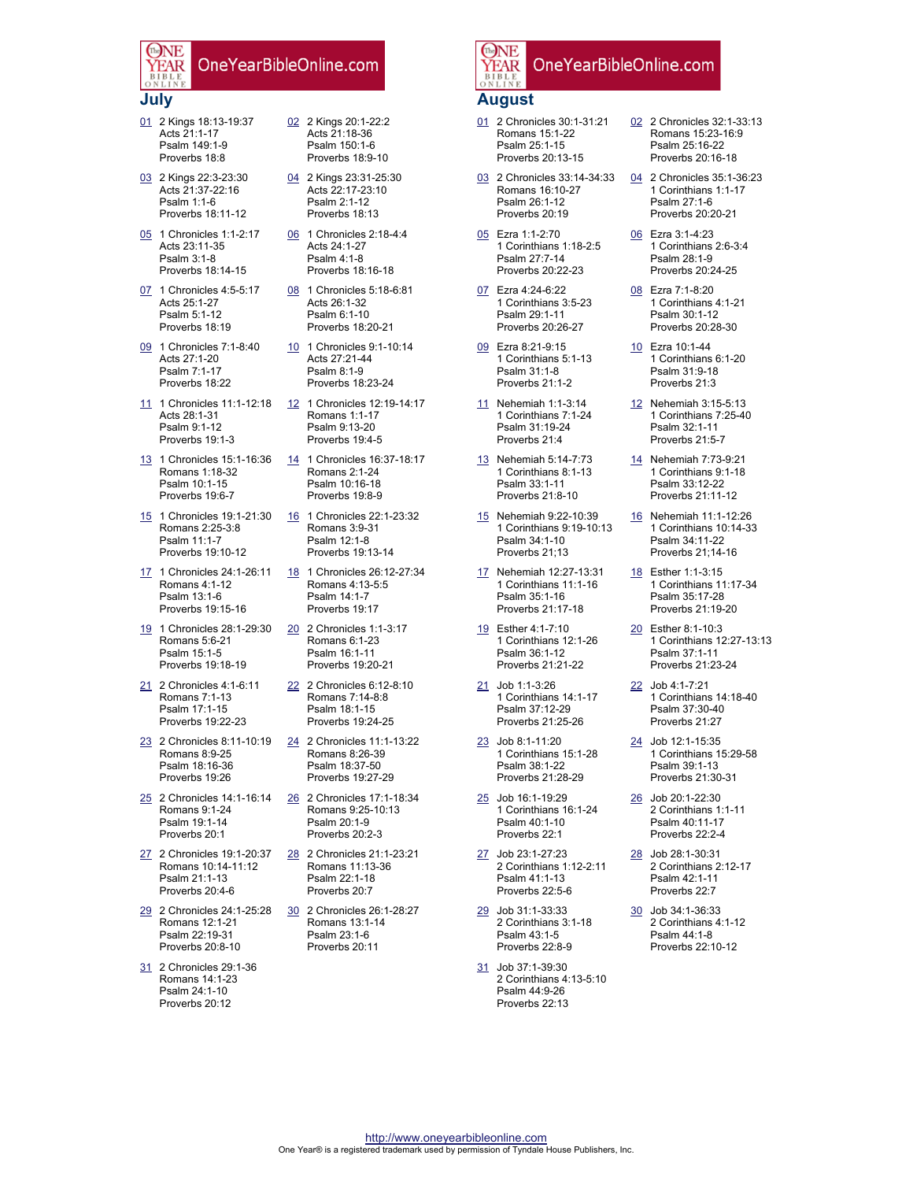OneYearBibleOnline.com

## July

01 2 Kings 18:13-19:37
Acts 21:1-17
Psalm 149:1-9
Proverbs 18:8

02 2 Kings 20:1-22:2
Acts 21:18-36
Psalm 150:1-6
Proverbs 18:9-10

03 2 Kings 22:3-23:30
Acts 21:37-22:16
Psalm 1:1-6
Proverbs 18:11-12

04 2 Kings 23:31-25:30
Acts 22:17-23:10
Psalm 2:1-12
Proverbs 18:13

05 1 Chronicles 1:1-2:17
Acts 23:11-35
Psalm 3:1-8
Proverbs 18:14-15

06 1 Chronicles 2:18-4:4
Acts 24:1-27
Psalm 4:1-8
Proverbs 18:16-18

07 1 Chronicles 4:5-5:17
Acts 25:1-27
Psalm 5:1-12
Proverbs 18:19

08 1 Chronicles 5:18-6:81
Acts 26:1-32
Psalm 6:1-10
Proverbs 18:20-21

09 1 Chronicles 7:1-8:40
Acts 27:1-20
Psalm 7:1-17
Proverbs 18:22

10 1 Chronicles 9:1-10:14
Acts 27:21-44
Psalm 8:1-9
Proverbs 18:23-24

11 1 Chronicles 11:1-12:18
Acts 28:1-31
Psalm 9:1-12
Proverbs 19:1-3

12 1 Chronicles 12:19-14:17
Romans 1:1-17
Psalm 9:13-20
Proverbs 19:4-5

13 1 Chronicles 15:1-16:36
Romans 1:18-32
Psalm 10:1-15
Proverbs 19:6-7

14 1 Chronicles 16:37-18:17
Romans 2:1-24
Psalm 10:16-18
Proverbs 19:8-9

15 1 Chronicles 19:1-21:30
Romans 2:25-3:8
Psalm 11:1-7
Proverbs 19:10-12

16 1 Chronicles 22:1-23:32
Romans 3:9-31
Psalm 12:1-8
Proverbs 19:13-14

17 1 Chronicles 24:1-26:11
Romans 4:1-12
Psalm 13:1-6
Proverbs 19:15-16

18 1 Chronicles 26:12-27:34
Romans 4:13-5:5
Psalm 14:1-7
Proverbs 19:17

19 1 Chronicles 28:1-29:30
Romans 5:6-21
Psalm 15:1-5
Proverbs 19:18-19

20 2 Chronicles 1:1-3:17
Romans 6:1-23
Psalm 16:1-11
Proverbs 19:20-21

21 2 Chronicles 4:1-6:11
Romans 7:1-13
Psalm 17:1-15
Proverbs 19:22-23

22 2 Chronicles 6:12-8:10
Romans 7:14-8:8
Psalm 18:1-15
Proverbs 19:24-25

23 2 Chronicles 8:11-10:19
Romans 8:9-25
Psalm 18:16-36
Proverbs 19:26

24 2 Chronicles 11:1-13:22
Romans 8:26-39
Psalm 18:37-50
Proverbs 19:27-29

25 2 Chronicles 14:1-16:14
Romans 9:1-24
Psalm 19:1-14
Proverbs 20:1

26 2 Chronicles 17:1-18:34
Romans 9:25-10:13
Psalm 20:1-9
Proverbs 20:2-3

27 2 Chronicles 19:1-20:37
Romans 10:14-11:12
Psalm 21:1-13
Proverbs 20:4-6

28 2 Chronicles 21:1-23:21
Romans 11:13-36
Psalm 22:1-18
Proverbs 20:7

29 2 Chronicles 24:1-25:28
Romans 12:1-21
Psalm 22:19-31
Proverbs 20:8-10

30 2 Chronicles 26:1-28:27
Romans 13:1-14
Psalm 23:1-6
Proverbs 20:11

31 2 Chronicles 29:1-36
Romans 14:1-23
Psalm 24:1-10
Proverbs 20:12

OneYearBibleOnline.com

## August

01 2 Chronicles 30:1-31:21
Romans 15:1-22
Psalm 25:1-15
Proverbs 20:13-15

02 2 Chronicles 32:1-33:13
Romans 15:23-16:9
Psalm 25:16-22
Proverbs 20:16-18

03 2 Chronicles 33:14-34:33
Romans 16:10-27
Psalm 26:1-12
Proverbs 20:19

04 2 Chronicles 35:1-36:23
1 Corinthians 1:1-17
Psalm 27:1-6
Proverbs 20:20-21

05 Ezra 1:1-2:70
1 Corinthians 1:18-2:5
Psalm 27:7-14
Proverbs 20:22-23

06 Ezra 3:1-4:23
1 Corinthians 2:6-3:4
Psalm 28:1-9
Proverbs 20:24-25

07 Ezra 4:24-6:22
1 Corinthians 3:5-23
Psalm 29:1-11
Proverbs 20:26-27

08 Ezra 7:1-8:20
1 Corinthians 4:1-21
Psalm 30:1-12
Proverbs 20:28-30

09 Ezra 8:21-9:15
1 Corinthians 5:1-13
Psalm 31:1-8
Proverbs 21:1-2

10 Ezra 10:1-44
1 Corinthians 6:1-20
Psalm 31:9-18
Proverbs 21:3

11 Nehemiah 1:1-3:14
1 Corinthians 7:1-24
Psalm 31:19-24
Proverbs 21:4

12 Nehemiah 3:15-5:13
1 Corinthians 7:25-40
Psalm 32:1-11
Proverbs 21:5-7

13 Nehemiah 5:14-7:73
1 Corinthians 8:1-13
Psalm 33:1-11
Proverbs 21:8-10

14 Nehemiah 7:73-9:21
1 Corinthians 9:1-18
Psalm 33:12-22
Proverbs 21:11-12

15 Nehemiah 9:22-10:39
1 Corinthians 9:19-10:13
Psalm 34:1-10
Proverbs 21;13

16 Nehemiah 11:1-12:26
1 Corinthians 10:14-33
Psalm 34:11-22
Proverbs 21;14-16

17 Nehemiah 12:27-13:31
1 Corinthians 11:1-16
Psalm 35:1-16
Proverbs 21:17-18

18 Esther 1:1-3:15
1 Corinthians 11:17-34
Psalm 35:17-28
Proverbs 21:19-20

19 Esther 4:1-7:10
1 Corinthians 12:1-26
Psalm 36:1-12
Proverbs 21:21-22

20 Esther 8:1-10:3
1 Corinthians 12:27-13:13
Psalm 37:1-11
Proverbs 21:23-24

21 Job 1:1-3:26
1 Corinthians 14:1-17
Psalm 37:12-29
Proverbs 21:25-26

22 Job 4:1-7:21
1 Corinthians 14:18-40
Psalm 37:30-40
Proverbs 21:27

23 Job 8:1-11:20
1 Corinthians 15:1-28
Psalm 38:1-22
Proverbs 21:28-29

24 Job 12:1-15:35
1 Corinthians 15:29-58
Psalm 39:1-13
Proverbs 21:30-31

25 Job 16:1-19:29
1 Corinthians 16:1-24
Psalm 40:1-10
Proverbs 22:1

26 Job 20:1-22:30
2 Corinthians 1:1-11
Psalm 40:11-17
Proverbs 22:2-4

27 Job 23:1-27:23
2 Corinthians 1:12-2:11
Psalm 41:1-13
Proverbs 22:5-6

28 Job 28:1-30:31
2 Corinthians 2:12-17
Psalm 42:1-11
Proverbs 22:7

29 Job 31:1-33:33
2 Corinthians 3:1-18
Psalm 43:1-5
Proverbs 22:8-9

30 Job 34:1-36:33
2 Corinthians 4:1-12
Psalm 44:1-8
Proverbs 22:10-12

31 Job 37:1-39:30
2 Corinthians 4:13-5:10
Psalm 44:9-26
Proverbs 22:13

http://www.oneyearbibleonline.com
One Year® is a registered trademark used by permission of Tyndale House Publishers, Inc.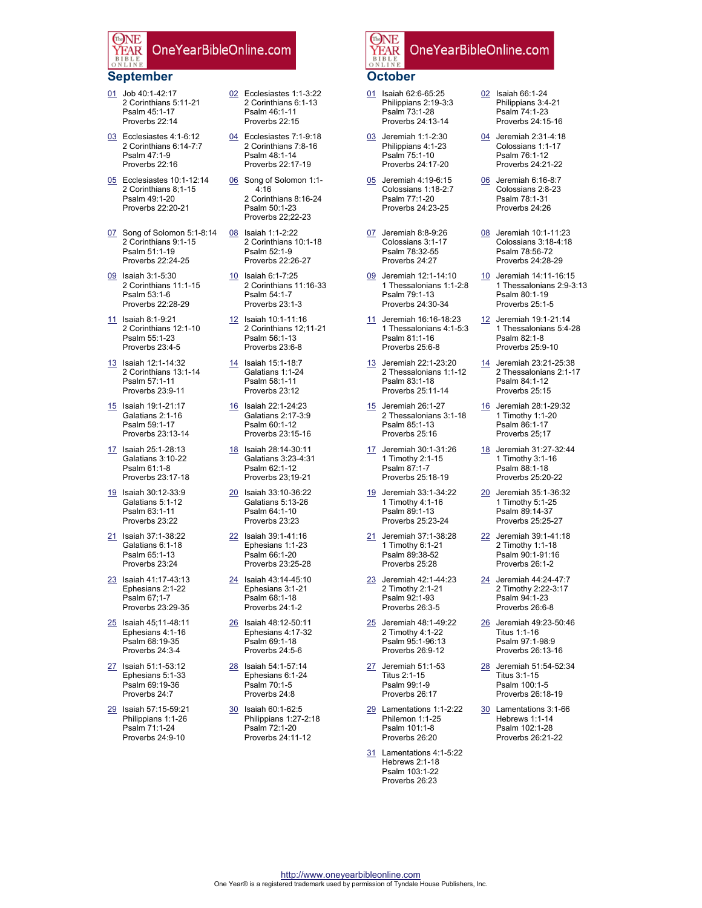OneYearBibleOnline.com

## September

01 Job 40:1-42:17
2 Corinthians 5:11-21
Psalm 45:1-17
Proverbs 22:14

02 Ecclesiastes 1:1-3:22
2 Corinthians 6:1-13
Psalm 46:1-11
Proverbs 22:15

03 Ecclesiastes 4:1-6:12
2 Corinthians 6:14-7:7
Psalm 47:1-9
Proverbs 22:16

04 Ecclesiastes 7:1-9:18
2 Corinthians 7:8-16
Psalm 48:1-14
Proverbs 22:17-19

05 Ecclesiastes 10:1-12:14
2 Corinthians 8;1-15
Psalm 49:1-20
Proverbs 22:20-21

06 Song of Solomon 1:1-4:16
2 Corinthians 8:16-24
Psalm 50:1-23
Proverbs 22;22-23

07 Song of Solomon 5:1-8:14
2 Corinthians 9:1-15
Psalm 51:1-19
Proverbs 22:24-25

08 Isaiah 1:1-2:22
2 Corinthians 10:1-18
Psalm 52:1-9
Proverbs 22:26-27

09 Isaiah 3:1-5:30
2 Corinthians 11:1-15
Psalm 53:1-6
Proverbs 22:28-29

10 Isaiah 6:1-7:25
2 Corinthians 11:16-33
Psalm 54:1-7
Proverbs 23:1-3

11 Isaiah 8:1-9:21
2 Corinthians 12:1-10
Psalm 55:1-23
Proverbs 23:4-5

12 Isaiah 10:1-11:16
2 Corinthians 12;11-21
Psalm 56:1-13
Proverbs 23:6-8

13 Isaiah 12:1-14:32
2 Corinthians 13:1-14
Psalm 57:1-11
Proverbs 23:9-11

14 Isaiah 15:1-18:7
Galatians 1:1-24
Psalm 58:1-11
Proverbs 23:12

15 Isaiah 19:1-21:17
Galatians 2:1-16
Psalm 59:1-17
Proverbs 23:13-14

16 Isaiah 22:1-24:23
Galatians 2:17-3:9
Psalm 60:1-12
Proverbs 23:15-16

17 Isaiah 25:1-28:13
Galatians 3:10-22
Psalm 61:1-8
Proverbs 23:17-18

18 Isaiah 28:14-30:11
Galatians 3:23-4:31
Psalm 62:1-12
Proverbs 23;19-21

19 Isaiah 30:12-33:9
Galatians 5:1-12
Psalm 63:1-11
Proverbs 23:22

20 Isaiah 33:10-36:22
Galatians 5:13-26
Psalm 64:1-10
Proverbs 23:23

21 Isaiah 37:1-38:22
Galatians 6:1-18
Psalm 65:1-13
Proverbs 23:24

22 Isaiah 39:1-41:16
Ephesians 1:1-23
Psalm 66:1-20
Proverbs 23:25-28

23 Isaiah 41:17-43:13
Ephesians 2:1-22
Psalm 67;1-7
Proverbs 23:29-35

24 Isaiah 43:14-45:10
Ephesians 3:1-21
Psalm 68:1-18
Proverbs 24:1-2

25 Isaiah 45;11-48:11
Ephesians 4:1-16
Psalm 68:19-35
Proverbs 24:3-4

26 Isaiah 48:12-50:11
Ephesians 4:17-32
Psalm 69:1-18
Proverbs 24:5-6

27 Isaiah 51:1-53:12
Ephesians 5:1-33
Psalm 69:19-36
Proverbs 24:7

28 Isaiah 54:1-57:14
Ephesians 6:1-24
Psalm 70:1-5
Proverbs 24:8

29 Isaiah 57:15-59:21
Philippians 1:1-26
Psalm 71:1-24
Proverbs 24:9-10

30 Isaiah 60:1-62:5
Philippians 1:27-2:18
Psalm 72:1-20
Proverbs 24:11-12

OneYearBibleOnline.com

## October

01 Isaiah 62:6-65:25
Philippians 2:19-3:3
Psalm 73:1-28
Proverbs 24:13-14

02 Isaiah 66:1-24
Philippians 3:4-21
Psalm 74:1-23
Proverbs 24:15-16

03 Jeremiah 1:1-2:30
Philippians 4:1-23
Psalm 75:1-10
Proverbs 24:17-20

04 Jeremiah 2:31-4:18
Colossians 1:1-17
Psalm 76:1-12
Proverbs 24:21-22

05 Jeremiah 4:19-6:15
Colossians 1:18-2:7
Psalm 77:1-20
Proverbs 24:23-25

06 Jeremiah 6:16-8:7
Colossians 2:8-23
Psalm 78:1-31
Proverbs 24:26

07 Jeremiah 8:8-9:26
Colossians 3:1-17
Psalm 78:32-55
Proverbs 24:27

08 Jeremiah 10:1-11:23
Colossians 3:18-4:18
Psalm 78:56-72
Proverbs 24:28-29

09 Jeremiah 12:1-14:10
1 Thessalonians 1:1-2:8
Psalm 79:1-13
Proverbs 24:30-34

10 Jeremiah 14:11-16:15
1 Thessalonians 2:9-3:13
Psalm 80:1-19
Proverbs 25:1-5

11 Jeremiah 16:16-18:23
1 Thessalonians 4:1-5:3
Psalm 81:1-16
Proverbs 25:6-8

12 Jeremiah 19:1-21:14
1 Thessalonians 5:4-28
Psalm 82:1-8
Proverbs 25:9-10

13 Jeremiah 22:1-23:20
2 Thessalonians 1:1-12
Psalm 83:1-18
Proverbs 25:11-14

14 Jeremiah 23:21-25:38
2 Thessalonians 2:1-17
Psalm 84:1-12
Proverbs 25:15

15 Jeremiah 26:1-27
2 Thessalonians 3:1-18
Psalm 85:1-13
Proverbs 25:16

16 Jeremiah 28:1-29:32
1 Timothy 1:1-20
Psalm 86:1-17
Proverbs 25;17

17 Jeremiah 30:1-31:26
1 Timothy 2:1-15
Psalm 87:1-7
Proverbs 25:18-19

18 Jeremiah 31:27-32:44
1 Timothy 3:1-16
Psalm 88:1-18
Proverbs 25:20-22

19 Jeremiah 33:1-34:22
1 Timothy 4:1-16
Psalm 89:1-13
Proverbs 25:23-24

20 Jeremiah 35:1-36:32
1 Timothy 5:1-25
Psalm 89:14-37
Proverbs 25:25-27

21 Jeremiah 37:1-38:28
1 Timothy 6:1-21
Psalm 89:38-52
Proverbs 25:28

22 Jeremiah 39:1-41:18
2 Timothy 1:1-18
Psalm 90:1-91:16
Proverbs 26:1-2

23 Jeremiah 42:1-44:23
2 Timothy 2:1-21
Psalm 92:1-93
Proverbs 26:3-5

24 Jeremiah 44:24-47:7
2 Timothy 2:22-3:17
Psalm 94:1-23
Proverbs 26:6-8

25 Jeremiah 48:1-49:22
2 Timothy 4:1-22
Psalm 95:1-96:13
Proverbs 26:9-12

26 Jeremiah 49:23-50:46
Titus 1:1-16
Psalm 97:1-98:9
Proverbs 26:13-16

27 Jeremiah 51:1-53
Titus 2:1-15
Psalm 99:1-9
Proverbs 26:17

28 Jeremiah 51:54-52:34
Titus 3:1-15
Psalm 100:1-5
Proverbs 26:18-19

29 Lamentations 1:1-2:22
Philemon 1:1-25
Psalm 101:1-8
Proverbs 26:20

30 Lamentations 3:1-66
Hebrews 1:1-14
Psalm 102:1-28
Proverbs 26:21-22

31 Lamentations 4:1-5:22
Hebrews 2:1-18
Psalm 103:1-22
Proverbs 26:23

http://www.oneyearbibleonline.com
One Year® is a registered trademark used by permission of Tyndale House Publishers, Inc.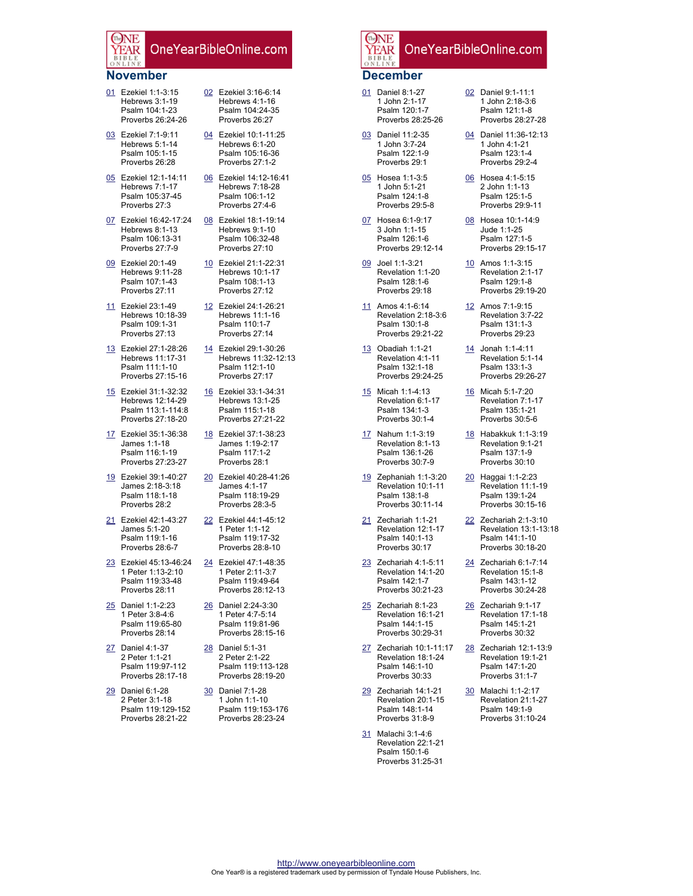OneYearBibleOnline.com

## November

01 Ezekiel 1:1-3:15
Hebrews 3:1-19
Psalm 104:1-23
Proverbs 26:24-26

02 Ezekiel 3:16-6:14
Hebrews 4:1-16
Psalm 104:24-35
Proverbs 26:27

03 Ezekiel 7:1-9:11
Hebrews 5:1-14
Psalm 105:1-15
Proverbs 26:28

04 Ezekiel 10:1-11:25
Hebrews 6:1-20
Psalm 105:16-36
Proverbs 27:1-2

05 Ezekiel 12:1-14:11
Hebrews 7:1-17
Psalm 105:37-45
Proverbs 27:3

06 Ezekiel 14:12-16:41
Hebrews 7:18-28
Psalm 106:1-12
Proverbs 27:4-6

07 Ezekiel 16:42-17:24
Hebrews 8:1-13
Psalm 106:13-31
Proverbs 27:7-9

08 Ezekiel 18:1-19:14
Hebrews 9:1-10
Psalm 106:32-48
Proverbs 27:10

09 Ezekiel 20:1-49
Hebrews 9:11-28
Psalm 107:1-43
Proverbs 27:11

10 Ezekiel 21:1-22:31
Hebrews 10:1-17
Psalm 108:1-13
Proverbs 27:12

11 Ezekiel 23:1-49
Hebrews 10:18-39
Psalm 109:1-31
Proverbs 27:13

12 Ezekiel 24:1-26:21
Hebrews 11:1-16
Psalm 110:1-7
Proverbs 27:14

13 Ezekiel 27:1-28:26
Hebrews 11:17-31
Psalm 111:1-10
Proverbs 27:15-16

14 Ezekiel 29:1-30:26
Hebrews 11:32-12:13
Psalm 112:1-10
Proverbs 27:17

15 Ezekiel 31:1-32:32
Hebrews 12:14-29
Psalm 113:1-114:8
Proverbs 27:18-20

16 Ezekiel 33:1-34:31
Hebrews 13:1-25
Psalm 115:1-18
Proverbs 27:21-22

17 Ezekiel 35:1-36:38
James 1:1-18
Psalm 116:1-19
Proverbs 27:23-27

18 Ezekiel 37:1-38:23
James 1:19-2:17
Psalm 117:1-2
Proverbs 28:1

19 Ezekiel 39:1-40:27
James 2:18-3:18
Psalm 118:1-18
Proverbs 28:2

20 Ezekiel 40:28-41:26
James 4:1-17
Psalm 118:19-29
Proverbs 28:3-5

21 Ezekiel 42:1-43:27
James 5:1-20
Psalm 119:1-16
Proverbs 28:6-7

22 Ezekiel 44:1-45:12
1 Peter 1:1-12
Psalm 119:17-32
Proverbs 28:8-10

23 Ezekiel 45:13-46:24
1 Peter 1:13-2:10
Psalm 119:33-48
Proverbs 28:11

24 Ezekiel 47:1-48:35
1 Peter 2:11-3:7
Psalm 119:49-64
Proverbs 28:12-13

25 Daniel 1:1-2:23
1 Peter 3:8-4:6
Psalm 119:65-80
Proverbs 28:14

26 Daniel 2:24-3:30
1 Peter 4:7-5:14
Psalm 119:81-96
Proverbs 28:15-16

27 Daniel 4:1-37
2 Peter 1:1-21
Psalm 119:97-112
Proverbs 28:17-18

28 Daniel 5:1-31
2 Peter 2:1-22
Psalm 119:113-128
Proverbs 28:19-20

29 Daniel 6:1-28
2 Peter 3:1-18
Psalm 119:129-152
Proverbs 28:21-22

30 Daniel 7:1-28
1 John 1:1-10
Psalm 119:153-176
Proverbs 28:23-24

OneYearBibleOnline.com

## December

01 Daniel 8:1-27
1 John 2:1-17
Psalm 120:1-7
Proverbs 28:25-26

02 Daniel 9:1-11:1
1 John 2:18-3:6
Psalm 121:1-8
Proverbs 28:27-28

03 Daniel 11:2-35
1 John 3:7-24
Psalm 122:1-9
Proverbs 29:1

04 Daniel 11:36-12:13
1 John 4:1-21
Psalm 123:1-4
Proverbs 29:2-4

05 Hosea 1:1-3:5
1 John 5:1-21
Psalm 124:1-8
Proverbs 29:5-8

06 Hosea 4:1-5:15
2 John 1:1-13
Psalm 125:1-5
Proverbs 29:9-11

07 Hosea 6:1-9:17
3 John 1:1-15
Psalm 126:1-6
Proverbs 29:12-14

08 Hosea 10:1-14:9
Jude 1:1-25
Psalm 127:1-5
Proverbs 29:15-17

09 Joel 1:1-3:21
Revelation 1:1-20
Psalm 128:1-6
Proverbs 29:18

10 Amos 1:1-3:15
Revelation 2:1-17
Psalm 129:1-8
Proverbs 29:19-20

11 Amos 4:1-6:14
Revelation 2:18-3:6
Psalm 130:1-8
Proverbs 29:21-22

12 Amos 7:1-9:15
Revelation 3:7-22
Psalm 131:1-3
Proverbs 29:23

13 Obadiah 1:1-21
Revelation 4:1-11
Psalm 132:1-18
Proverbs 29:24-25

14 Jonah 1:1-4:11
Revelation 5:1-14
Psalm 133:1-3
Proverbs 29:26-27

15 Micah 1:1-4:13
Revelation 6:1-17
Psalm 134:1-3
Proverbs 30:1-4

16 Micah 5:1-7:20
Revelation 7:1-17
Psalm 135:1-21
Proverbs 30:5-6

17 Nahum 1:1-3:19
Revelation 8:1-13
Psalm 136:1-26
Proverbs 30:7-9

18 Habakkuk 1:1-3:19
Revelation 9:1-21
Psalm 137:1-9
Proverbs 30:10

19 Zephaniah 1:1-3:20
Revelation 10:1-11
Psalm 138:1-8
Proverbs 30:11-14

20 Haggai 1:1-2:23
Revelation 11:1-19
Psalm 139:1-24
Proverbs 30:15-16

21 Zechariah 1:1-21
Revelation 12:1-17
Psalm 140:1-13
Proverbs 30:17

22 Zechariah 2:1-3:10
Revelation 13:1-13:18
Psalm 141:1-10
Proverbs 30:18-20

23 Zechariah 4:1-5:11
Revelation 14:1-20
Psalm 142:1-7
Proverbs 30:21-23

24 Zechariah 6:1-7:14
Revelation 15:1-8
Psalm 143:1-12
Proverbs 30:24-28

25 Zechariah 8:1-23
Revelation 16:1-21
Psalm 144:1-15
Proverbs 30:29-31

26 Zechariah 9:1-17
Revelation 17:1-18
Psalm 145:1-21
Proverbs 30:32

27 Zechariah 10:1-11:17
Revelation 18:1-24
Psalm 146:1-10
Proverbs 30:33

28 Zechariah 12:1-13:9
Revelation 19:1-21
Psalm 147:1-20
Proverbs 31:1-7

29 Zechariah 14:1-21
Revelation 20:1-15
Psalm 148:1-14
Proverbs 31:8-9

30 Malachi 1:1-2:17
Revelation 21:1-27
Psalm 149:1-9
Proverbs 31:10-24

31 Malachi 3:1-4:6
Revelation 22:1-21
Psalm 150:1-6
Proverbs 31:25-31

http://www.oneyearbibleonline.com
One Year® is a registered trademark used by permission of Tyndale House Publishers, Inc.